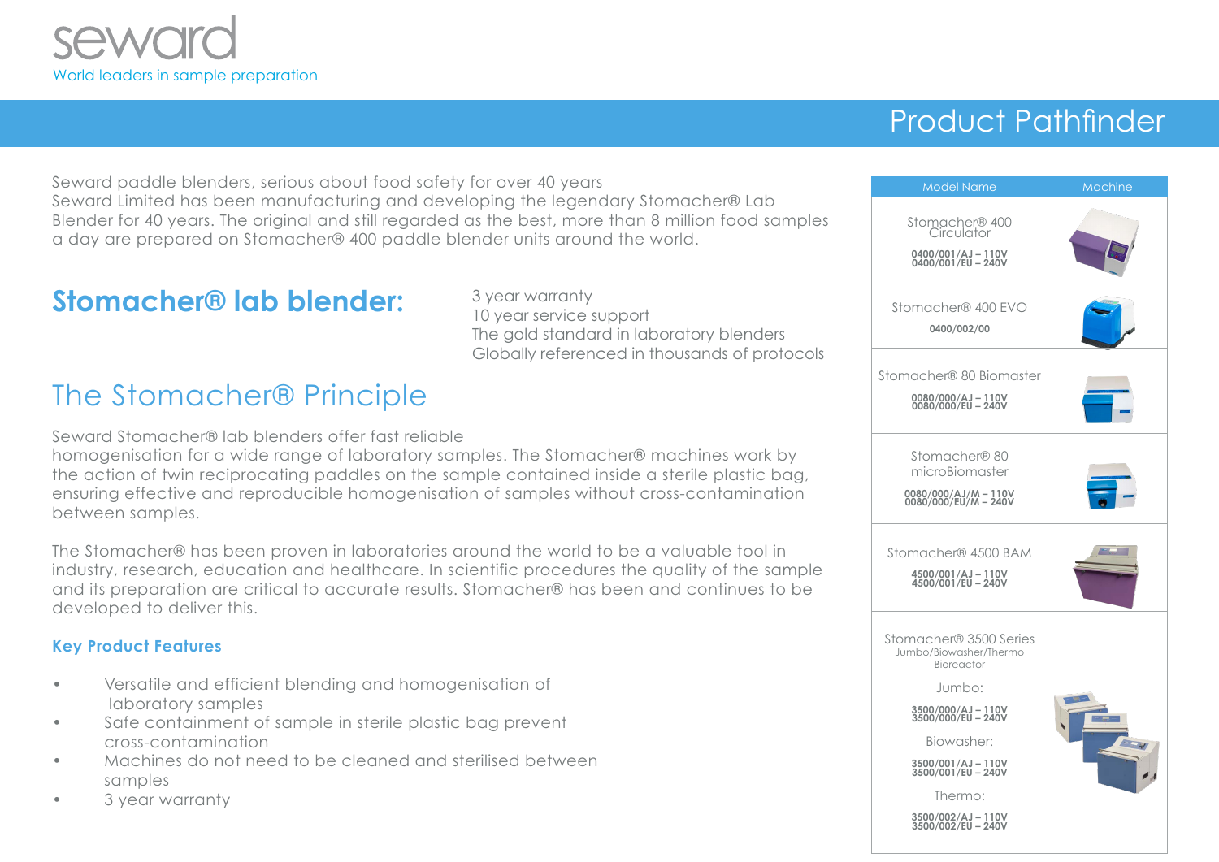seward

World leaders in sample preparation

# Product Pathfinder

Seward paddle blenders, serious about food safety for over 40 years
Seward Limited has been manufacturing and developing the legendary Stomacher® Lab Blender for 40 years. The original and still regarded as the best, more than 8 million food samples a day are prepared on Stomacher® 400 paddle blender units around the world.

## Stomacher® lab blender:

3 year warranty
10 year service support
The gold standard in laboratory blenders
Globally referenced in thousands of protocols

## The Stomacher® Principle

Seward Stomacher® lab blenders offer fast reliable homogenisation for a wide range of laboratory samples. The Stomacher® machines work by the action of twin reciprocating paddles on the sample contained inside a sterile plastic bag, ensuring effective and reproducible homogenisation of samples without cross-contamination between samples.

The Stomacher® has been proven in laboratories around the world to be a valuable tool in industry, research, education and healthcare. In scientific procedures the quality of the sample and its preparation are critical to accurate results. Stomacher® has been and continues to be developed to deliver this.

### Key Product Features

- Versatile and efficient blending and homogenisation of laboratory samples
- Safe containment of sample in sterile plastic bag prevent cross-contamination
- Machines do not need to be cleaned and sterilised between samples
- 3 year warranty

| Model Name | Machine |
|---|---|
| Stomacher® 400 Circulator<br>0400/001/AJ – 110V<br>0400/001/EU – 240V | |
| Stomacher® 400 EVO<br>0400/002/00 | |
| Stomacher® 80 Biomaster<br>0080/000/AJ – 110V<br>0080/000/EU – 240V | |
| Stomacher® 80 microBiomaster<br>0080/000/AJ/M – 110V<br>0080/000/EU/M – 240V | |
| Stomacher® 4500 BAM<br>4500/001/AJ – 110V<br>4500/001/EU – 240V | |
| Stomacher® 3500 Series<br>Jumbo/Biowasher/Thermo Bioreactor<br>Jumbo:<br>3500/000/AJ – 110V<br>3500/000/EU – 240V<br>Biowasher:<br>3500/001/AJ – 110V<br>3500/001/EU – 240V<br>Thermo:<br>3500/002/AJ – 110V<br>3500/002/EU – 240V | |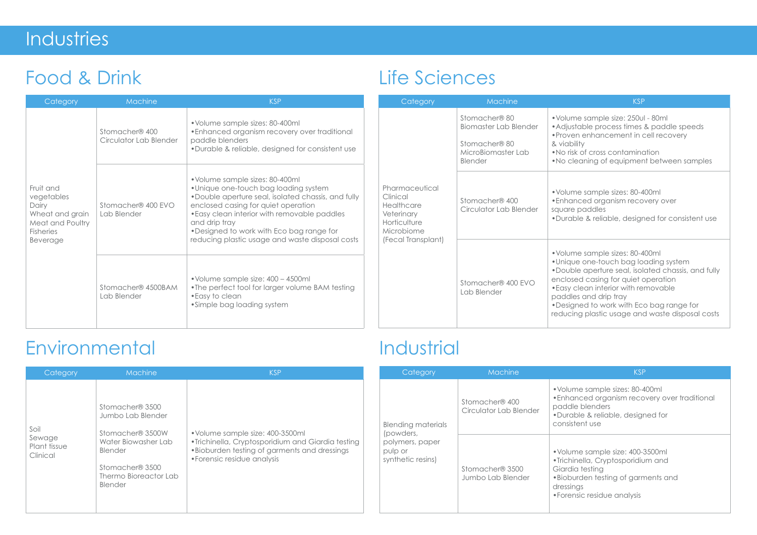# Industries

## Food & Drink

| Category | Machine | KSP |
|---|---|---|
| Fruit and vegetables<br>Dairy<br>Wheat and grain<br>Meat and Poultry<br>Fisheries<br>Beverage | Stomacher® 400 Circulator Lab Blender | •Volume sample sizes: 80-400ml<br>•Enhanced organism recovery over traditional paddle blenders<br>•Durable & reliable, designed for consistent use |
| | Stomacher® 400 EVO Lab Blender | •Volume sample sizes: 80-400ml<br>•Unique one-touch bag loading system<br>•Double aperture seal, isolated chassis, and fully enclosed casing for quiet operation<br>•Easy clean interior with removable paddles and drip tray<br>•Designed to work with Eco bag range for reducing plastic usage and waste disposal costs |
| | Stomacher® 4500BAM Lab Blender | •Volume sample size: 400 – 4500ml<br>•The perfect tool for larger volume BAM testing<br>•Easy to clean<br>•Simple bag loading system |

## Life Sciences

| Category | Machine | KSP |
|---|---|---|
| Pharmaceutical<br>Clinical<br>Healthcare<br>Veterinary<br>Horticulture<br>Microbiome<br>(Fecal Transplant) | Stomacher® 80 Biomaster Lab Blender<br><br>Stomacher® 80 MicroBiomaster Lab Blender | •Volume sample size: 250ul - 80ml<br>•Adjustable process times & paddle speeds<br>•Proven enhancement in cell recovery & viability<br>•No risk of cross contamination<br>•No cleaning of equipment between samples |
| | Stomacher® 400 Circulator Lab Blender | •Volume sample sizes: 80-400ml<br>•Enhanced organism recovery over square paddles<br>•Durable & reliable, designed for consistent use |
| | Stomacher® 400 EVO Lab Blender | •Volume sample sizes: 80-400ml<br>•Unique one-touch bag loading system<br>•Double aperture seal, isolated chassis, and fully enclosed casing for quiet operation<br>•Easy clean interior with removable paddles and drip tray<br>•Designed to work with Eco bag range for reducing plastic usage and waste disposal costs |

## Environmental

| Category | Machine | KSP |
|---|---|---|
| Soil<br>Sewage<br>Plant tissue<br>Clinical | Stomacher® 3500 Jumbo Lab Blender<br><br>Stomacher® 3500W Water Biowasher Lab Blender<br><br>Stomacher® 3500 Thermo Bioreactor Lab Blender | •Volume sample size: 400-3500ml<br>•Trichinella, Cryptosporidium and Giardia testing<br>•Bioburden testing of garments and dressings<br>•Forensic residue analysis |

## Industrial

| Category | Machine | KSP |
|---|---|---|
| Blending materials (powders, polymers, paper pulp or synthetic resins) | Stomacher® 400 Circulator Lab Blender | •Volume sample sizes: 80-400ml<br>•Enhanced organism recovery over traditional paddle blenders<br>•Durable & reliable, designed for consistent use |
| | Stomacher® 3500 Jumbo Lab Blender | •Volume sample size: 400-3500ml<br>•Trichinella, Cryptosporidium and Giardia testing<br>•Bioburden testing of garments and dressings<br>•Forensic residue analysis |